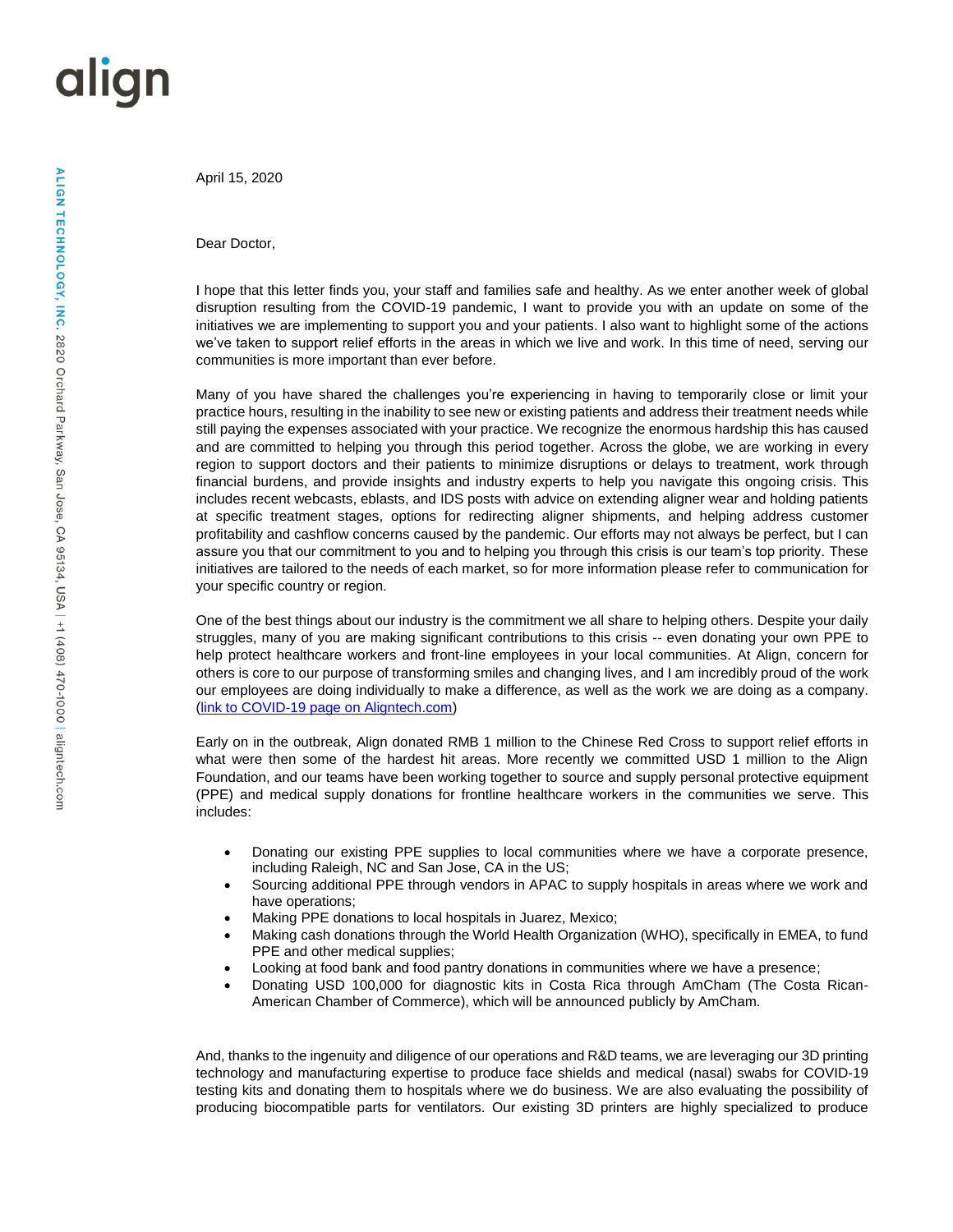align

ALIGN TECHNOLOGY, INC. 2820 Orchard Parkway, San Jose, CA 95134, USA | +1 (408) 470-1000 | aligntech.com

April 15, 2020

Dear Doctor,

I hope that this letter finds you, your staff and families safe and healthy. As we enter another week of global disruption resulting from the COVID-19 pandemic, I want to provide you with an update on some of the initiatives we are implementing to support you and your patients. I also want to highlight some of the actions we've taken to support relief efforts in the areas in which we live and work. In this time of need, serving our communities is more important than ever before.

Many of you have shared the challenges you're experiencing in having to temporarily close or limit your practice hours, resulting in the inability to see new or existing patients and address their treatment needs while still paying the expenses associated with your practice. We recognize the enormous hardship this has caused and are committed to helping you through this period together. Across the globe, we are working in every region to support doctors and their patients to minimize disruptions or delays to treatment, work through financial burdens, and provide insights and industry experts to help you navigate this ongoing crisis. This includes recent webcasts, eblasts, and IDS posts with advice on extending aligner wear and holding patients at specific treatment stages, options for redirecting aligner shipments, and helping address customer profitability and cashflow concerns caused by the pandemic. Our efforts may not always be perfect, but I can assure you that our commitment to you and to helping you through this crisis is our team's top priority. These initiatives are tailored to the needs of each market, so for more information please refer to communication for your specific country or region.

One of the best things about our industry is the commitment we all share to helping others. Despite your daily struggles, many of you are making significant contributions to this crisis -- even donating your own PPE to help protect healthcare workers and front-line employees in your local communities. At Align, concern for others is core to our purpose of transforming smiles and changing lives, and I am incredibly proud of the work our employees are doing individually to make a difference, as well as the work we are doing as a company. (link to COVID-19 page on Aligntech.com)

Early on in the outbreak, Align donated RMB 1 million to the Chinese Red Cross to support relief efforts in what were then some of the hardest hit areas. More recently we committed USD 1 million to the Align Foundation, and our teams have been working together to source and supply personal protective equipment (PPE) and medical supply donations for frontline healthcare workers in the communities we serve. This includes:

- Donating our existing PPE supplies to local communities where we have a corporate presence, including Raleigh, NC and San Jose, CA in the US;
- Sourcing additional PPE through vendors in APAC to supply hospitals in areas where we work and have operations;
- Making PPE donations to local hospitals in Juarez, Mexico;
- Making cash donations through the World Health Organization (WHO), specifically in EMEA, to fund PPE and other medical supplies;
- Looking at food bank and food pantry donations in communities where we have a presence;
- Donating USD 100,000 for diagnostic kits in Costa Rica through AmCham (The Costa Rican-American Chamber of Commerce), which will be announced publicly by AmCham.

And, thanks to the ingenuity and diligence of our operations and R&D teams, we are leveraging our 3D printing technology and manufacturing expertise to produce face shields and medical (nasal) swabs for COVID-19 testing kits and donating them to hospitals where we do business. We are also evaluating the possibility of producing biocompatible parts for ventilators. Our existing 3D printers are highly specialized to produce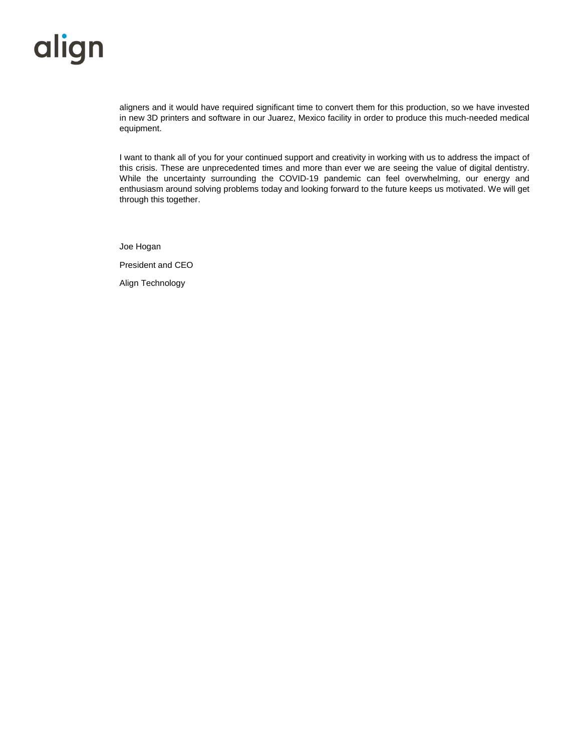aligners and it would have required significant time to convert them for this production, so we have invested in new 3D printers and software in our Juarez, Mexico facility in order to produce this much-needed medical equipment.

I want to thank all of you for your continued support and creativity in working with us to address the impact of this crisis. These are unprecedented times and more than ever we are seeing the value of digital dentistry. While the uncertainty surrounding the COVID-19 pandemic can feel overwhelming, our energy and enthusiasm around solving problems today and looking forward to the future keeps us motivated. We will get through this together.

Joe Hogan

President and CEO

Align Technology